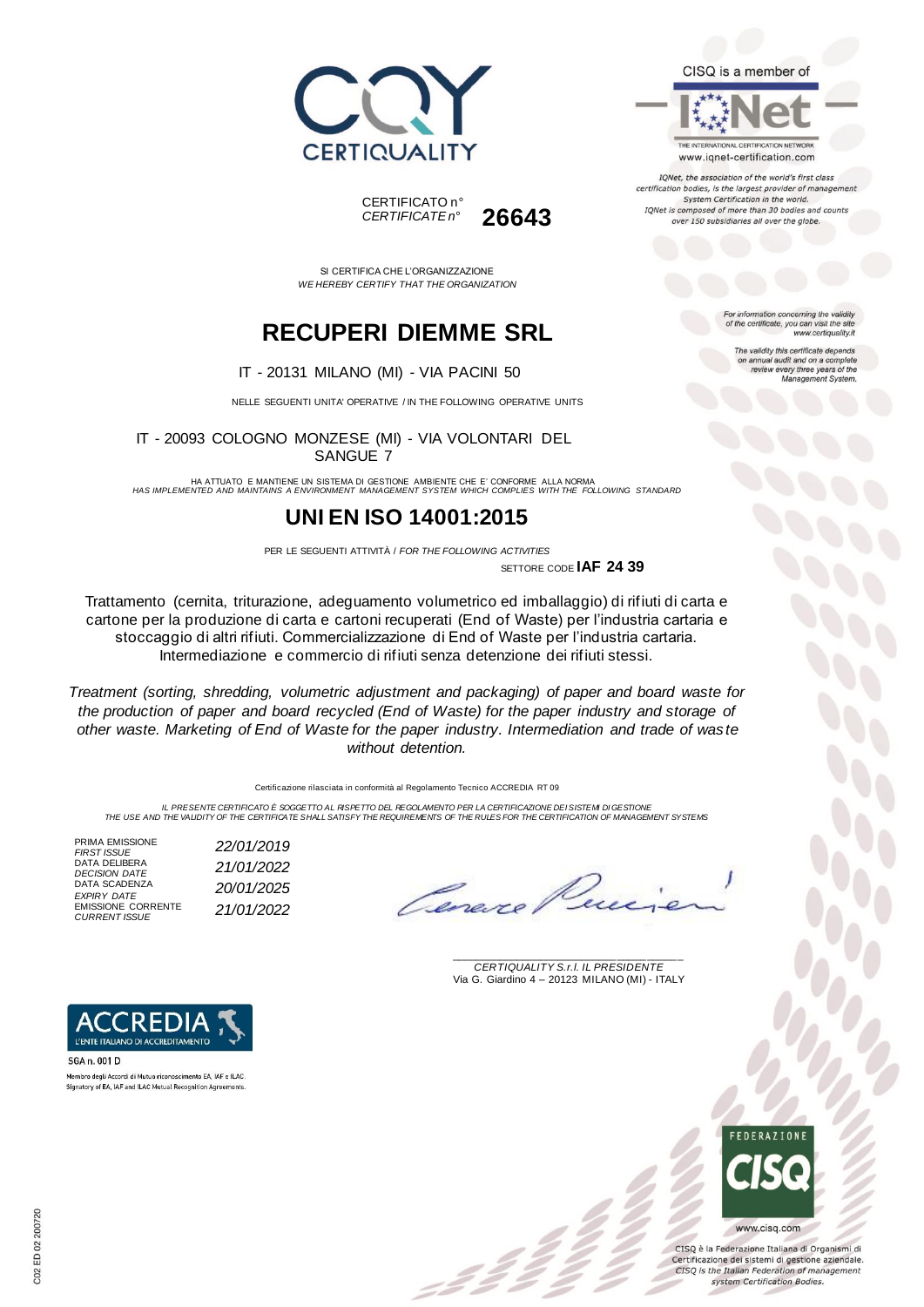CERTIQUALITY

CERTIFICATO n°
*CERTIFICATE n°* **26643**

CISQ is a member of

IQNet

THE INTERNATIONAL CERTIFICATION NETWORK
www.iqnet-certification.com

*IQNet, the association of the world's first class certification bodies, is the largest provider of management System Certification in the world. IQNet is composed of more than 30 bodies and counts over 150 subsidiaries all over the globe.*

SI CERTIFICA CHE L'ORGANIZZAZIONE
*WE HEREBY CERTIFY THAT THE ORGANIZATION*

# RECUPERI DIEMME SRL

IT - 20131 MILANO (MI) - VIA PACINI 50

NELLE SEGUENTI UNITA' OPERATIVE / IN THE FOLLOWING OPERATIVE UNITS

IT - 20093 COLOGNO MONZESE (MI) - VIA VOLONTARI DEL SANGUE 7

*For information concerning the validity of the certificate, you can visit the site www.certiquality.it*

*The validity this certificate depends on annual audit and on a complete review every three years of the Management System.*

HA ATTUATO E MANTIENE UN SISTEMA DI GESTIONE AMBIENTE CHE E' CONFORME ALLA NORMA
*HAS IMPLEMENTED AND MAINTAINS A ENVIRONMENT MANAGEMENT SYSTEM WHICH COMPLIES WITH THE FOLLOWING STANDARD*

# UNI EN ISO 14001:2015

PER LE SEGUENTI ATTIVITÀ / *FOR THE FOLLOWING ACTIVITIES*

SETTORE CODE **IAF 24 39**

Trattamento (cernita, triturazione, adeguamento volumetrico ed imballaggio) di rifiuti di carta e cartone per la produzione di carta e cartoni recuperati (End of Waste) per l'industria cartaria e stoccaggio di altri rifiuti. Commercializzazione di End of Waste per l'industria cartaria. Intermediazione e commercio di rifiuti senza detenzione dei rifiuti stessi.

*Treatment (sorting, shredding, volumetric adjustment and packaging) of paper and board waste for the production of paper and board recycled (End of Waste) for the paper industry and storage of other waste. Marketing of End of Waste for the paper industry. Intermediation and trade of waste without detention.*

Certificazione rilasciata in conformità al Regolamento Tecnico ACCREDIA RT 09

*IL PRESENTE CERTIFICATO È SOGGETTO AL RISPETTO DEL REGOLAMENTO PER LA CERTIFICAZIONE DEI SISTEMI DI GESTIONE*
*THE USE AND THE VALIDITY OF THE CERTIFICATE SHALL SATISFY THE REQUIREMENTS OF THE RULES FOR THE CERTIFICATION OF MANAGEMENT SYSTEMS*

| | |
|---|---|
| PRIMA EMISSIONE *FIRST ISSUE* | *22/01/2019* |
| DATA DELIBERA *DECISION DATE* | *21/01/2022* |
| DATA SCADENZA *EXPIRY DATE* | *20/01/2025* |
| EMISSIONE CORRENTE *CURRENT ISSUE* | *21/01/2022* |

*CERTIQUALITY S.r.l. IL PRESIDENTE*
Via G. Giardino 4 – 20123 MILANO (MI) - ITALY

ACCREDIA
L'ENTE ITALIANO DI ACCREDITAMENTO

SGA n. 001 D

Membro degli Accordi di Mutuo riconoscimento EA, IAF e ILAC.
Signatory of EA, IAF and ILAC Mutual Recognition Agreements.

FEDERAZIONE CISQ

www.cisq.com

CISQ è la Federazione Italiana di Organismi di Certificazione dei sistemi di gestione aziendale.
*CISQ is the Italian Federation of management system Certification Bodies.*

C02 ED 02 200720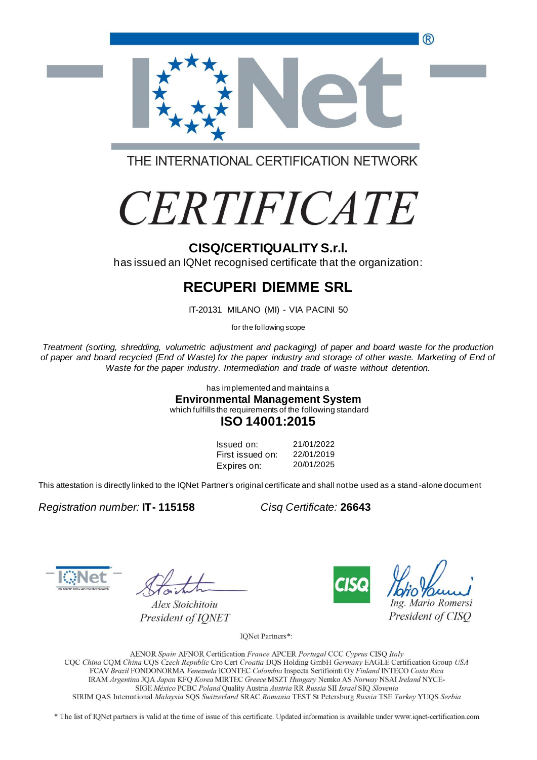THE INTERNATIONAL CERTIFICATION NETWORK

# CERTIFICATE

## CISQ/CERTIQUALITY S.r.l.

has issued an IQNet recognised certificate that the organization:

## RECUPERI DIEMME SRL

IT-20131 MILANO (MI) - VIA PACINI 50

for the following scope

*Treatment (sorting, shredding, volumetric adjustment and packaging) of paper and board waste for the production of paper and board recycled (End of Waste) for the paper industry and storage of other waste. Marketing of End of Waste for the paper industry. Intermediation and trade of waste without detention.*

has implemented and maintains a

**Environmental Management System**

which fulfills the requirements of the following standard

**ISO 14001:2015**

| | |
|---|---|
| Issued on: | 21/01/2022 |
| First issued on: | 22/01/2019 |
| Expires on: | 20/01/2025 |

This attestation is directly linked to the IQNet Partner's original certificate and shall not be used as a stand-alone document

*Registration number:* **IT- 115158** *Cisq Certificate:* **26643**

*Alex Stoichitoiu*
*President of IQNET*

*Ing. Mario Romersi*
*President of CISQ*

IQNet Partners*:

AENOR *Spain* AFNOR Certification *France* APCER *Portugal* CCC *Cyprus* CISQ *Italy*
CQC *China* CQM *China* CQS *Czech Republic* Cro Cert *Croatia* DQS Holding GmbH *Germany* EAGLE Certification Group *USA*
FCAV *Brazil* FONDONORMA *Venezuela* ICONTEC *Colombia* Inspecta Sertifiointi Oy *Finland* INTECO *Costa Rica*
IRAM *Argentina* JQA *Japan* KFQ *Korea* MIRTEC *Greece* MSZT *Hungary* Nemko AS *Norway* NSAI *Ireland* NYCE-SIGE *México* PCBC *Poland* Quality Austria *Austria* RR *Russia* SII *Israel* SIQ *Slovenia*
SIRIM QAS International *Malaysia* SQS *Switzerland* SRAC *Romania* TEST St Petersburg *Russia* TSE *Turkey* YUQS *Serbia*

* The list of IQNet partners is valid at the time of issue of this certificate. Updated information is available under www.iqnet-certification.com